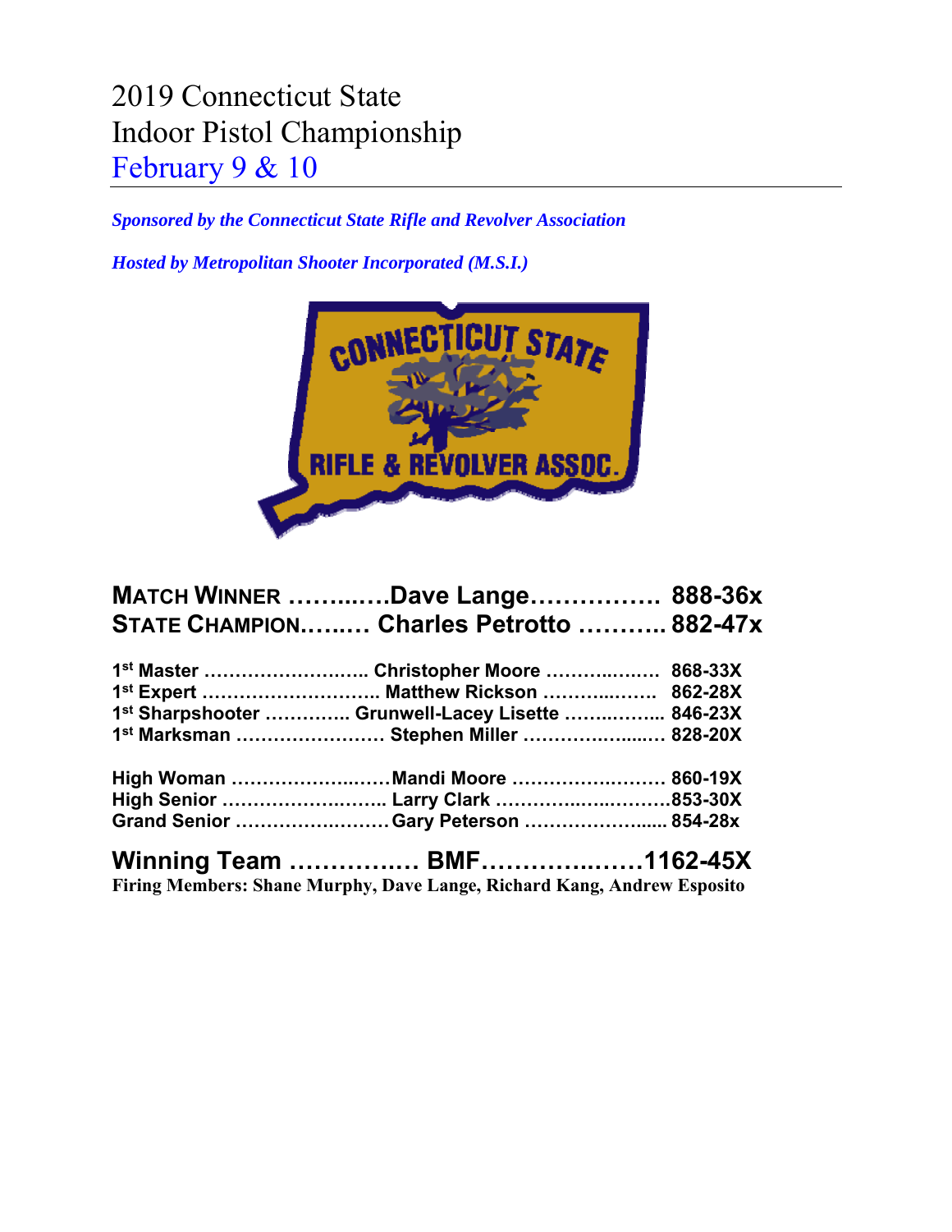# 2019 Connecticut State Indoor Pistol Championship

## February 9 & 10

***Sponsored by the Connecticut State Rifle and Revolver Association***

***Hosted by Metropolitan Shooter Incorporated (M.S.I.)***

**MATCH WINNER ……..….Dave Lange……………. 888-36x**
**STATE CHAMPION.…..… Charles Petrotto ……….. 882-47x**

**1st Master …………………….. Christopher Moore ……….….… 868-33X**
**1st Expert …………………….... Matthew Rickson ………..……. 862-28X**
**1st Sharpshooter ………….. Grunwell-Lacey Lisette …….…….. 846-23X**
**1st Marksman …………………… Stephen Miller …………….…... 828-20X**

**High Woman …………………..……Mandi Moore ………………….…. 860-19X**
**High Senior ……………………..…. Larry Clark ………….…..……….853-30X**
**Grand Senior ………………….……Gary Peterson ………………...... 854-28x**

**Winning Team ………….… BMF…………..……1162-45X**
**Firing Members: Shane Murphy, Dave Lange, Richard Kang, Andrew Esposito**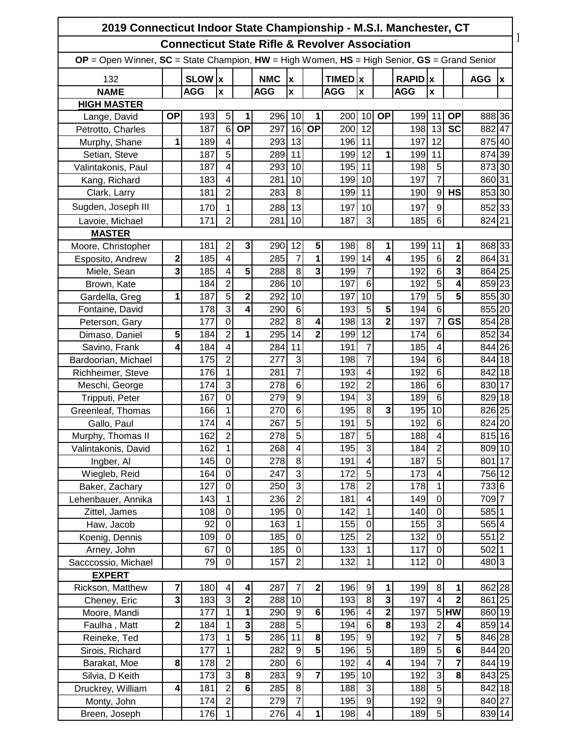# 2019 Connecticut Indoor State Championship - M.S.I. Manchester, CT

## Connecticut State Rifle & Revolver Association

**OP** = Open Winner, **SC** = State Champion, **HW** = High Women, **HS** = High Senior, **GS** = Grand Senior

| 132 | | SLOW | x | | NMC | x | | TIMED | x | | RAPID | x | | AGG | x |
|---|---|---|---|---|---|---|---|---|---|---|---|---|---|---|---|
| **NAME** | | **AGG** | **x** | | **AGG** | **x** | | **AGG** | **x** | | **AGG** | **x** | | | |
| **HIGH MASTER** | | | | | | | | | | | | | | | |
| Lange, David | **OP** | 193 | 5 | **1** | 296 | 10 | **1** | 200 | 10 | **OP** | 199 | 11 | **OP** | 888 | 36 |
| Petrotto, Charles | | 187 | 6 | **OP** | 297 | 16 | **OP** | 200 | 12 | | 198 | 13 | **SC** | 882 | 47 |
| Murphy, Shane | **1** | 189 | 4 | | 293 | 13 | | 196 | 11 | | 197 | 12 | | 875 | 40 |
| Setian, Steve | | 187 | 5 | | 289 | 11 | | 199 | 12 | **1** | 199 | 11 | | 874 | 39 |
| Valintakonis, Paul | | 187 | 4 | | 293 | 10 | | 195 | 11 | | 198 | 5 | | 873 | 30 |
| Kang, Richard | | 183 | 4 | | 281 | 10 | | 199 | 10 | | 197 | 7 | | 860 | 31 |
| Clark, Larry | | 181 | 2 | | 283 | 8 | | 199 | 11 | | 190 | 9 | **HS** | 853 | 30 |
| Sugden, Joseph III | | 170 | 1 | | 288 | 13 | | 197 | 10 | | 197 | 9 | | 852 | 33 |
| Lavoie, Michael | | 171 | 2 | | 281 | 10 | | 187 | 3 | | 185 | 6 | | 824 | 21 |
| **MASTER** | | | | | | | | | | | | | | | |
| Moore, Christopher | | 181 | 2 | **3** | 290 | 12 | **5** | 198 | 8 | **1** | 199 | 11 | **1** | 868 | 33 |
| Esposito, Andrew | **2** | 185 | 4 | | 285 | 7 | **1** | 199 | 14 | **4** | 195 | 6 | **2** | 864 | 31 |
| Miele, Sean | **3** | 185 | 4 | **5** | 288 | 8 | **3** | 199 | 7 | | 192 | 6 | **3** | 864 | 25 |
| Brown, Kate | | 184 | 2 | | 286 | 10 | | 197 | 6 | | 192 | 5 | **4** | 859 | 23 |
| Gardella, Greg | **1** | 187 | 5 | **2** | 292 | 10 | | 197 | 10 | | 179 | 5 | **5** | 855 | 30 |
| Fontaine, David | | 178 | 3 | **4** | 290 | 6 | | 193 | 5 | **5** | 194 | 6 | | 855 | 20 |
| Peterson, Gary | | 177 | 0 | | 282 | 8 | **4** | 198 | 13 | **2** | 197 | 7 | **GS** | 854 | 28 |
| Dimaso, Daniel | **5** | 184 | 2 | **1** | 295 | 14 | **2** | 199 | 12 | | 174 | 6 | | 852 | 34 |
| Savino, Frank | **4** | 184 | 4 | | 284 | 11 | | 191 | 7 | | 185 | 4 | | 844 | 26 |
| Bardoorian, Michael | | 175 | 2 | | 277 | 3 | | 198 | 7 | | 194 | 6 | | 844 | 18 |
| Richheimer, Steve | | 176 | 1 | | 281 | 7 | | 193 | 4 | | 192 | 6 | | 842 | 18 |
| Meschi, George | | 174 | 3 | | 278 | 6 | | 192 | 2 | | 186 | 6 | | 830 | 17 |
| Tripputi, Peter | | 167 | 0 | | 279 | 9 | | 194 | 3 | | 189 | 6 | | 829 | 18 |
| Greenleaf, Thomas | | 166 | 1 | | 270 | 6 | | 195 | 8 | **3** | 195 | 10 | | 826 | 25 |
| Gallo, Paul | | 174 | 4 | | 267 | 5 | | 191 | 5 | | 192 | 6 | | 824 | 20 |
| Murphy, Thomas II | | 162 | 2 | | 278 | 5 | | 187 | 5 | | 188 | 4 | | 815 | 16 |
| Valintakonis, David | | 162 | 1 | | 268 | 4 | | 195 | 3 | | 184 | 2 | | 809 | 10 |
| Ingber, Al | | 145 | 0 | | 278 | 8 | | 191 | 4 | | 187 | 5 | | 801 | 17 |
| Wiegleb, Reid | | 164 | 0 | | 247 | 3 | | 172 | 5 | | 173 | 4 | | 756 | 12 |
| Baker, Zachary | | 127 | 0 | | 250 | 3 | | 178 | 2 | | 178 | 1 | | 733 | 6 |
| Lehenbauer, Annika | | 143 | 1 | | 236 | 2 | | 181 | 4 | | 149 | 0 | | 709 | 7 |
| Zittel, James | | 108 | 0 | | 195 | 0 | | 142 | 1 | | 140 | 0 | | 585 | 1 |
| Haw, Jacob | | 92 | 0 | | 163 | 1 | | 155 | 0 | | 155 | 3 | | 565 | 4 |
| Koenig, Dennis | | 109 | 0 | | 185 | 0 | | 125 | 2 | | 132 | 0 | | 551 | 2 |
| Arney, John | | 67 | 0 | | 185 | 0 | | 133 | 1 | | 117 | 0 | | 502 | 1 |
| Sacccossio, Michael | | 79 | 0 | | 157 | 2 | | 132 | 1 | | 112 | 0 | | 480 | 3 |
| **EXPERT** | | | | | | | | | | | | | | | |
| Rickson, Matthew | **7** | 180 | 4 | **4** | 287 | 7 | **2** | 196 | 9 | **1** | 199 | 8 | **1** | 862 | 28 |
| Cheney, Eric | **3** | 183 | 3 | **2** | 288 | 10 | | 193 | 8 | **3** | 197 | 4 | **2** | 861 | 25 |
| Moore, Mandi | | 177 | 1 | **1** | 290 | 9 | **6** | 196 | 4 | **2** | 197 | 5 | **HW** | 860 | 19 |
| Faulha , Matt | **2** | 184 | 1 | **3** | 288 | 5 | | 194 | 6 | **8** | 193 | 2 | **4** | 859 | 14 |
| Reineke, Ted | | 173 | 1 | **5** | 286 | 11 | **8** | 195 | 9 | | 192 | 7 | **5** | 846 | 28 |
| Sirois, Richard | | 177 | 1 | | 282 | 9 | **5** | 196 | 5 | | 189 | 5 | **6** | 844 | 20 |
| Barakat, Moe | **8** | 178 | 2 | | 280 | 6 | | 192 | 4 | **4** | 194 | 7 | **7** | 844 | 19 |
| Silvia, D Keith | | 173 | 3 | **8** | 283 | 9 | **7** | 195 | 10 | | 192 | 3 | **8** | 843 | 25 |
| Druckrey, William | **4** | 181 | 2 | **6** | 285 | 8 | | 188 | 3 | | 188 | 5 | | 842 | 18 |
| Monty, John | | 174 | 2 | | 279 | 7 | | 195 | 9 | | 192 | 9 | | 840 | 27 |
| Breen, Joseph | | 176 | 1 | | 276 | 4 | **1** | 198 | 4 | | 189 | 5 | | 839 | 14 |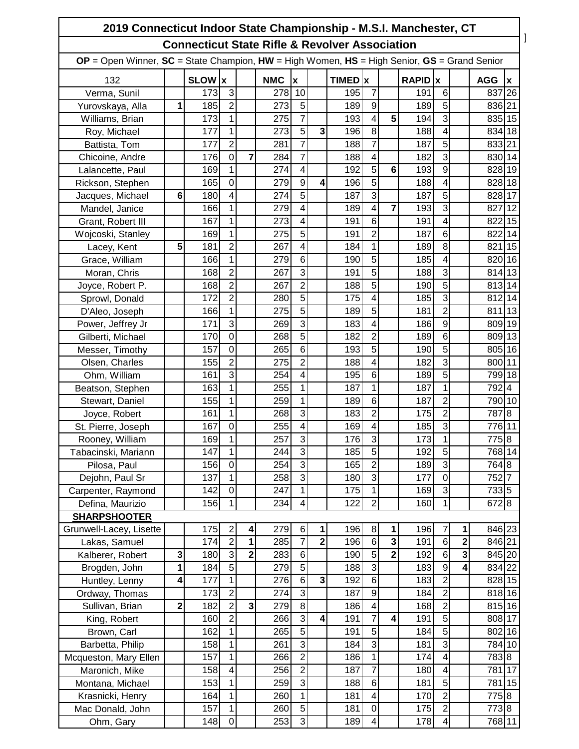# 2019 Connecticut Indoor State Championship - M.S.I. Manchester, CT

## Connecticut State Rifle & Revolver Association

**OP** = Open Winner, **SC** = State Champion, **HW** = High Women, **HS** = High Senior, **GS** = Grand Senior

| 132 | | SLOW | x | | NMC | x | | TIMED | x | | RAPID | x | | AGG | x |
|---|---|---|---|---|---|---|---|---|---|---|---|---|---|---|---|
| Verma, Sunil | | 173 | 3 | | 278 | 10 | | 195 | 7 | | 191 | 6 | | 837 | 26 |
| Yurovskaya, Alla | **1** | 185 | 2 | | 273 | 5 | | 189 | 9 | | 189 | 5 | | 836 | 21 |
| Williams, Brian | | 173 | 1 | | 275 | 7 | | 193 | 4 | **5** | 194 | 3 | | 835 | 15 |
| Roy, Michael | | 177 | 1 | | 273 | 5 | **3** | 196 | 8 | | 188 | 4 | | 834 | 18 |
| Battista, Tom | | 177 | 2 | | 281 | 7 | | 188 | 7 | | 187 | 5 | | 833 | 21 |
| Chicoine, Andre | | 176 | 0 | **7** | 284 | 7 | | 188 | 4 | | 182 | 3 | | 830 | 14 |
| Lalancette, Paul | | 169 | 1 | | 274 | 4 | | 192 | 5 | **6** | 193 | 9 | | 828 | 19 |
| Rickson, Stephen | | 165 | 0 | | 279 | 9 | **4** | 196 | 5 | | 188 | 4 | | 828 | 18 |
| Jacques, Michael | **6** | 180 | 4 | | 274 | 5 | | 187 | 3 | | 187 | 5 | | 828 | 17 |
| Mandel, Janice | | 166 | 1 | | 279 | 4 | | 189 | 4 | **7** | 193 | 3 | | 827 | 12 |
| Grant, Robert III | | 167 | 1 | | 273 | 4 | | 191 | 6 | | 191 | 4 | | 822 | 15 |
| Wojcoski, Stanley | | 169 | 1 | | 275 | 5 | | 191 | 2 | | 187 | 6 | | 822 | 14 |
| Lacey, Kent | **5** | 181 | 2 | | 267 | 4 | | 184 | 1 | | 189 | 8 | | 821 | 15 |
| Grace, William | | 166 | 1 | | 279 | 6 | | 190 | 5 | | 185 | 4 | | 820 | 16 |
| Moran, Chris | | 168 | 2 | | 267 | 3 | | 191 | 5 | | 188 | 3 | | 814 | 13 |
| Joyce, Robert P. | | 168 | 2 | | 267 | 2 | | 188 | 5 | | 190 | 5 | | 813 | 14 |
| Sprowl, Donald | | 172 | 2 | | 280 | 5 | | 175 | 4 | | 185 | 3 | | 812 | 14 |
| D'Aleo, Joseph | | 166 | 1 | | 275 | 5 | | 189 | 5 | | 181 | 2 | | 811 | 13 |
| Power, Jeffrey Jr | | 171 | 3 | | 269 | 3 | | 183 | 4 | | 186 | 9 | | 809 | 19 |
| Gilberti, Michael | | 170 | 0 | | 268 | 5 | | 182 | 2 | | 189 | 6 | | 809 | 13 |
| Messer, Timothy | | 157 | 0 | | 265 | 6 | | 193 | 5 | | 190 | 5 | | 805 | 16 |
| Olsen, Charles | | 155 | 2 | | 275 | 2 | | 188 | 4 | | 182 | 3 | | 800 | 11 |
| Ohm, William | | 161 | 3 | | 254 | 4 | | 195 | 6 | | 189 | 5 | | 799 | 18 |
| Beatson, Stephen | | 163 | 1 | | 255 | 1 | | 187 | 1 | | 187 | 1 | | 792 | 4 |
| Stewart, Daniel | | 155 | 1 | | 259 | 1 | | 189 | 6 | | 187 | 2 | | 790 | 10 |
| Joyce, Robert | | 161 | 1 | | 268 | 3 | | 183 | 2 | | 175 | 2 | | 787 | 8 |
| St. Pierre, Joseph | | 167 | 0 | | 255 | 4 | | 169 | 4 | | 185 | 3 | | 776 | 11 |
| Rooney, William | | 169 | 1 | | 257 | 3 | | 176 | 3 | | 173 | 1 | | 775 | 8 |
| Tabacinski, Mariann | | 147 | 1 | | 244 | 3 | | 185 | 5 | | 192 | 5 | | 768 | 14 |
| Pilosa, Paul | | 156 | 0 | | 254 | 3 | | 165 | 2 | | 189 | 3 | | 764 | 8 |
| Dejohn, Paul Sr | | 137 | 1 | | 258 | 3 | | 180 | 3 | | 177 | 0 | | 752 | 7 |
| Carpenter, Raymond | | 142 | 0 | | 247 | 1 | | 175 | 1 | | 169 | 3 | | 733 | 5 |
| Defina, Maurizio | | 156 | 1 | | 234 | 4 | | 122 | 2 | | 160 | 1 | | 672 | 8 |
| **SHARPSHOOTER** | | | | | | | | | | | | | | | |
| Grunwell-Lacey, Lisette | | 175 | 2 | **4** | 279 | 6 | **1** | 196 | 8 | **1** | 196 | 7 | **1** | 846 | 23 |
| Lakas, Samuel | | 174 | 2 | **1** | 285 | 7 | **2** | 196 | 6 | **3** | 191 | 6 | **2** | 846 | 21 |
| Kalberer, Robert | **3** | 180 | 3 | **2** | 283 | 6 | | 190 | 5 | **2** | 192 | 6 | **3** | 845 | 20 |
| Brogden, John | **1** | 184 | 5 | | 279 | 5 | | 188 | 3 | | 183 | 9 | **4** | 834 | 22 |
| Huntley, Lenny | **4** | 177 | 1 | | 276 | 6 | **3** | 192 | 6 | | 183 | 2 | | 828 | 15 |
| Ordway, Thomas | | 173 | 2 | | 274 | 3 | | 187 | 9 | | 184 | 2 | | 818 | 16 |
| Sullivan, Brian | **2** | 182 | 2 | **3** | 279 | 8 | | 186 | 4 | | 168 | 2 | | 815 | 16 |
| King, Robert | | 160 | 2 | | 266 | 3 | **4** | 191 | 7 | **4** | 191 | 5 | | 808 | 17 |
| Brown, Carl | | 162 | 1 | | 265 | 5 | | 191 | 5 | | 184 | 5 | | 802 | 16 |
| Barbetta, Philip | | 158 | 1 | | 261 | 3 | | 184 | 3 | | 181 | 3 | | 784 | 10 |
| Mcqueston, Mary Ellen | | 157 | 1 | | 266 | 2 | | 186 | 1 | | 174 | 4 | | 783 | 8 |
| Maronich, Mike | | 158 | 4 | | 256 | 2 | | 187 | 7 | | 180 | 4 | | 781 | 17 |
| Montana, Michael | | 153 | 1 | | 259 | 3 | | 188 | 6 | | 181 | 5 | | 781 | 15 |
| Krasnicki, Henry | | 164 | 1 | | 260 | 1 | | 181 | 4 | | 170 | 2 | | 775 | 8 |
| Mac Donald, John | | 157 | 1 | | 260 | 5 | | 181 | 0 | | 175 | 2 | | 773 | 8 |
| Ohm, Gary | | 148 | 0 | | 253 | 3 | | 189 | 4 | | 178 | 4 | | 768 | 11 |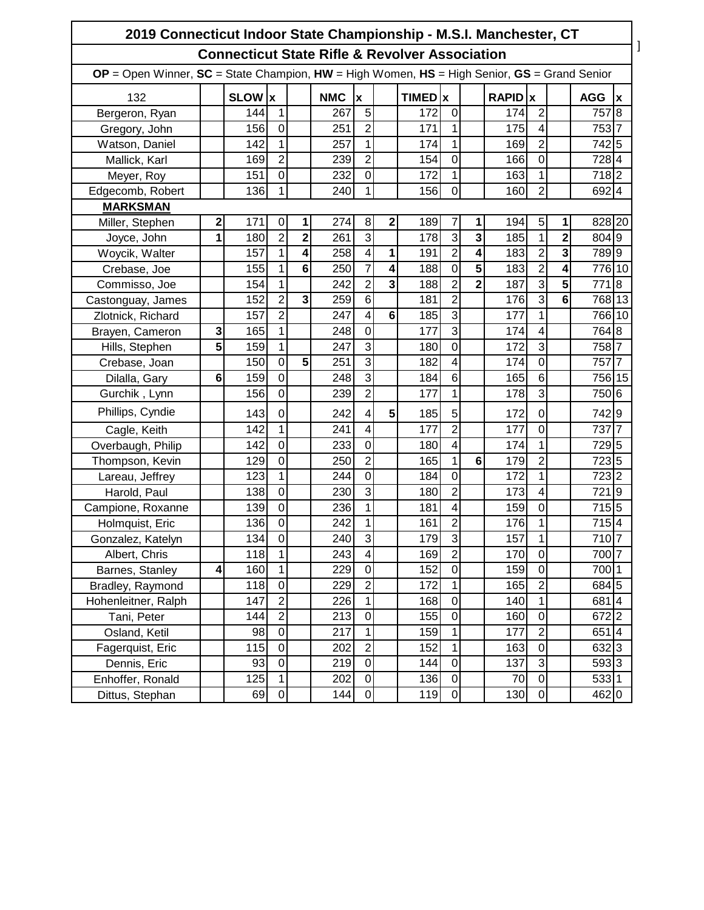# 2019 Connecticut Indoor State Championship - M.S.I. Manchester, CT

## Connecticut State Rifle & Revolver Association

**OP** = Open Winner, **SC** = State Champion, **HW** = High Women, **HS** = High Senior, **GS** = Grand Senior

| 132 | | SLOW | x | | NMC | x | | TIMED | x | | RAPID | x | | AGG | x |
|---|---|---|---|---|---|---|---|---|---|---|---|---|---|---|---|
| Bergeron, Ryan | | 144 | 1 | | 267 | 5 | | 172 | 0 | | 174 | 2 | | 757 | 8 |
| Gregory, John | | 156 | 0 | | 251 | 2 | | 171 | 1 | | 175 | 4 | | 753 | 7 |
| Watson, Daniel | | 142 | 1 | | 257 | 1 | | 174 | 1 | | 169 | 2 | | 742 | 5 |
| Mallick, Karl | | 169 | 2 | | 239 | 2 | | 154 | 0 | | 166 | 0 | | 728 | 4 |
| Meyer, Roy | | 151 | 0 | | 232 | 0 | | 172 | 1 | | 163 | 1 | | 718 | 2 |
| Edgecomb, Robert | | 136 | 1 | | 240 | 1 | | 156 | 0 | | 160 | 2 | | 692 | 4 |
| **MARKSMAN** | | | | | | | | | | | | | | | |
| Miller, Stephen | **2** | 171 | 0 | **1** | 274 | 8 | **2** | 189 | 7 | **1** | 194 | 5 | **1** | 828 | 20 |
| Joyce, John | **1** | 180 | 2 | **2** | 261 | 3 | | 178 | 3 | **3** | 185 | 1 | **2** | 804 | 9 |
| Woycik, Walter | | 157 | 1 | **4** | 258 | 4 | **1** | 191 | 2 | **4** | 183 | 2 | **3** | 789 | 9 |
| Crebase, Joe | | 155 | 1 | **6** | 250 | 7 | **4** | 188 | 0 | **5** | 183 | 2 | **4** | 776 | 10 |
| Commisso, Joe | | 154 | 1 | | 242 | 2 | **3** | 188 | 2 | **2** | 187 | 3 | **5** | 771 | 8 |
| Castonguay, James | | 152 | 2 | **3** | 259 | 6 | | 181 | 2 | | 176 | 3 | **6** | 768 | 13 |
| Zlotnick, Richard | | 157 | 2 | | 247 | 4 | **6** | 185 | 3 | | 177 | 1 | | 766 | 10 |
| Brayen, Cameron | **3** | 165 | 1 | | 248 | 0 | | 177 | 3 | | 174 | 4 | | 764 | 8 |
| Hills, Stephen | **5** | 159 | 1 | | 247 | 3 | | 180 | 0 | | 172 | 3 | | 758 | 7 |
| Crebase, Joan | | 150 | 0 | **5** | 251 | 3 | | 182 | 4 | | 174 | 0 | | 757 | 7 |
| Dilalla, Gary | **6** | 159 | 0 | | 248 | 3 | | 184 | 6 | | 165 | 6 | | 756 | 15 |
| Gurchik , Lynn | | 156 | 0 | | 239 | 2 | | 177 | 1 | | 178 | 3 | | 750 | 6 |
| Phillips, Cyndie | | 143 | 0 | | 242 | 4 | **5** | 185 | 5 | | 172 | 0 | | 742 | 9 |
| Cagle, Keith | | 142 | 1 | | 241 | 4 | | 177 | 2 | | 177 | 0 | | 737 | 7 |
| Overbaugh, Philip | | 142 | 0 | | 233 | 0 | | 180 | 4 | | 174 | 1 | | 729 | 5 |
| Thompson, Kevin | | 129 | 0 | | 250 | 2 | | 165 | 1 | **6** | 179 | 2 | | 723 | 5 |
| Lareau, Jeffrey | | 123 | 1 | | 244 | 0 | | 184 | 0 | | 172 | 1 | | 723 | 2 |
| Harold, Paul | | 138 | 0 | | 230 | 3 | | 180 | 2 | | 173 | 4 | | 721 | 9 |
| Campione, Roxanne | | 139 | 0 | | 236 | 1 | | 181 | 4 | | 159 | 0 | | 715 | 5 |
| Holmquist, Eric | | 136 | 0 | | 242 | 1 | | 161 | 2 | | 176 | 1 | | 715 | 4 |
| Gonzalez, Katelyn | | 134 | 0 | | 240 | 3 | | 179 | 3 | | 157 | 1 | | 710 | 7 |
| Albert, Chris | | 118 | 1 | | 243 | 4 | | 169 | 2 | | 170 | 0 | | 700 | 7 |
| Barnes, Stanley | **4** | 160 | 1 | | 229 | 0 | | 152 | 0 | | 159 | 0 | | 700 | 1 |
| Bradley, Raymond | | 118 | 0 | | 229 | 2 | | 172 | 1 | | 165 | 2 | | 684 | 5 |
| Hohenleitner, Ralph | | 147 | 2 | | 226 | 1 | | 168 | 0 | | 140 | 1 | | 681 | 4 |
| Tani, Peter | | 144 | 2 | | 213 | 0 | | 155 | 0 | | 160 | 0 | | 672 | 2 |
| Osland, Ketil | | 98 | 0 | | 217 | 1 | | 159 | 1 | | 177 | 2 | | 651 | 4 |
| Fagerquist, Eric | | 115 | 0 | | 202 | 2 | | 152 | 1 | | 163 | 0 | | 632 | 3 |
| Dennis, Eric | | 93 | 0 | | 219 | 0 | | 144 | 0 | | 137 | 3 | | 593 | 3 |
| Enhoffer, Ronald | | 125 | 1 | | 202 | 0 | | 136 | 0 | | 70 | 0 | | 533 | 1 |
| Dittus, Stephan | | 69 | 0 | | 144 | 0 | | 119 | 0 | | 130 | 0 | | 462 | 0 |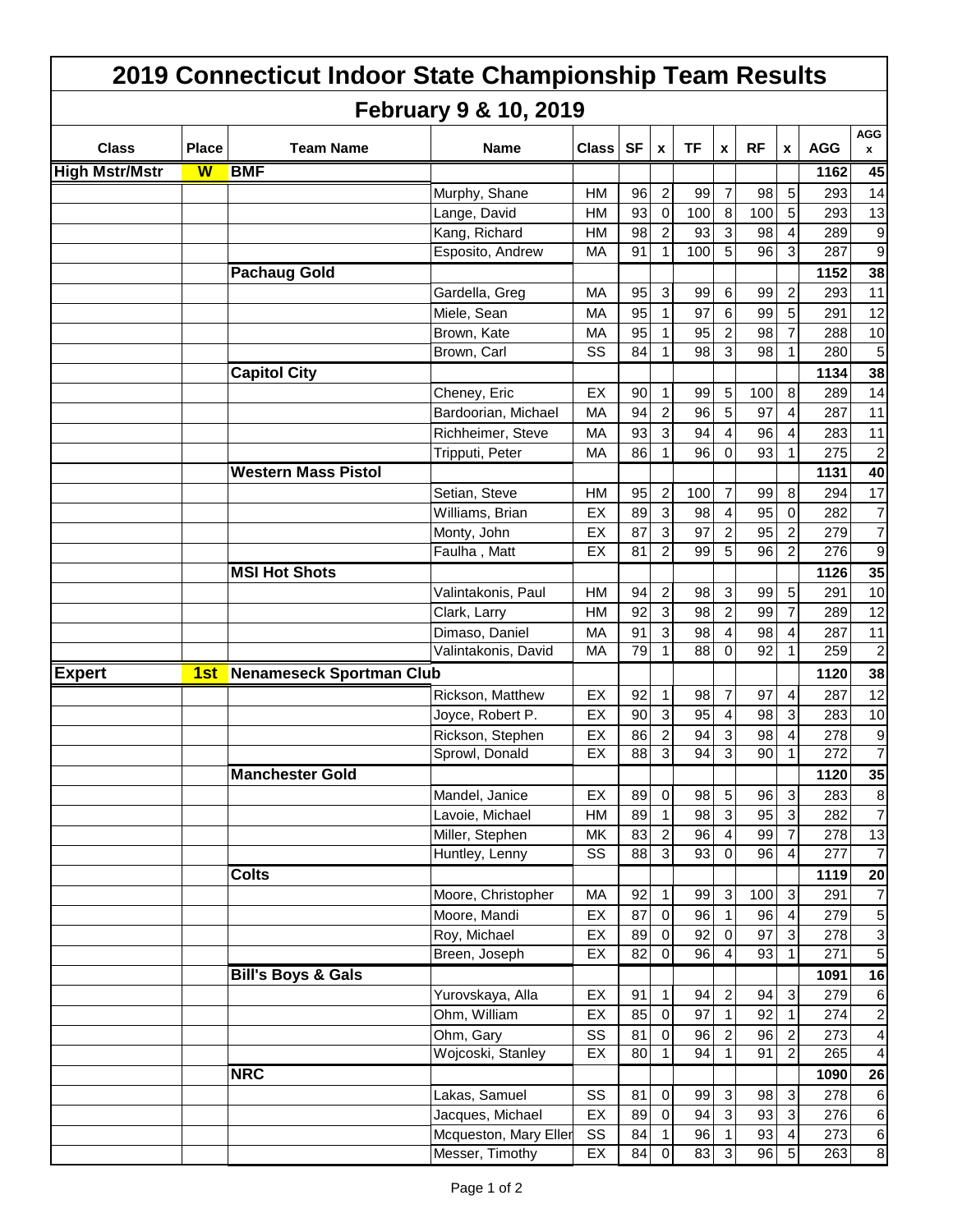# 2019 Connecticut Indoor State Championship Team Results

## February 9 & 10, 2019

| Class | Place | Team Name | Name | Class | SF | x | TF | x | RF | x | AGG | AGG x |
|---|---|---|---|---|---|---|---|---|---|---|---|---|
| **High Mstr/Mstr** | **W** | **BMF** | | | | | | | | | **1162** | **45** |
| | | | Murphy, Shane | HM | 96 | 2 | 99 | 7 | 98 | 5 | 293 | 14 |
| | | | Lange, David | HM | 93 | 0 | 100 | 8 | 100 | 5 | 293 | 13 |
| | | | Kang, Richard | HM | 98 | 2 | 93 | 3 | 98 | 4 | 289 | 9 |
| | | | Esposito, Andrew | MA | 91 | 1 | 100 | 5 | 96 | 3 | 287 | 9 |
| | | **Pachaug Gold** | | | | | | | | | **1152** | **38** |
| | | | Gardella, Greg | MA | 95 | 3 | 99 | 6 | 99 | 2 | 293 | 11 |
| | | | Miele, Sean | MA | 95 | 1 | 97 | 6 | 99 | 5 | 291 | 12 |
| | | | Brown, Kate | MA | 95 | 1 | 95 | 2 | 98 | 7 | 288 | 10 |
| | | | Brown, Carl | SS | 84 | 1 | 98 | 3 | 98 | 1 | 280 | 5 |
| | | **Capitol City** | | | | | | | | | **1134** | **38** |
| | | | Cheney, Eric | EX | 90 | 1 | 99 | 5 | 100 | 8 | 289 | 14 |
| | | | Bardoorian, Michael | MA | 94 | 2 | 96 | 5 | 97 | 4 | 287 | 11 |
| | | | Richheimer, Steve | MA | 93 | 3 | 94 | 4 | 96 | 4 | 283 | 11 |
| | | | Tripputi, Peter | MA | 86 | 1 | 96 | 0 | 93 | 1 | 275 | 2 |
| | | **Western Mass Pistol** | | | | | | | | | **1131** | **40** |
| | | | Setian, Steve | HM | 95 | 2 | 100 | 7 | 99 | 8 | 294 | 17 |
| | | | Williams, Brian | EX | 89 | 3 | 98 | 4 | 95 | 0 | 282 | 7 |
| | | | Monty, John | EX | 87 | 3 | 97 | 2 | 95 | 2 | 279 | 7 |
| | | | Faulha , Matt | EX | 81 | 2 | 99 | 5 | 96 | 2 | 276 | 9 |
| | | **MSI Hot Shots** | | | | | | | | | **1126** | **35** |
| | | | Valintakonis, Paul | HM | 94 | 2 | 98 | 3 | 99 | 5 | 291 | 10 |
| | | | Clark, Larry | HM | 92 | 3 | 98 | 2 | 99 | 7 | 289 | 12 |
| | | | Dimaso, Daniel | MA | 91 | 3 | 98 | 4 | 98 | 4 | 287 | 11 |
| | | | Valintakonis, David | MA | 79 | 1 | 88 | 0 | 92 | 1 | 259 | 2 |
| **Expert** | **1st** | **Nenameseck Sportman Club** | | | | | | | | | **1120** | **38** |
| | | | Rickson, Matthew | EX | 92 | 1 | 98 | 7 | 97 | 4 | 287 | 12 |
| | | | Joyce, Robert P. | EX | 90 | 3 | 95 | 4 | 98 | 3 | 283 | 10 |
| | | | Rickson, Stephen | EX | 86 | 2 | 94 | 3 | 98 | 4 | 278 | 9 |
| | | | Sprowl, Donald | EX | 88 | 3 | 94 | 3 | 90 | 1 | 272 | 7 |
| | | **Manchester Gold** | | | | | | | | | **1120** | **35** |
| | | | Mandel, Janice | EX | 89 | 0 | 98 | 5 | 96 | 3 | 283 | 8 |
| | | | Lavoie, Michael | HM | 89 | 1 | 98 | 3 | 95 | 3 | 282 | 7 |
| | | | Miller, Stephen | MK | 83 | 2 | 96 | 4 | 99 | 7 | 278 | 13 |
| | | | Huntley, Lenny | SS | 88 | 3 | 93 | 0 | 96 | 4 | 277 | 7 |
| | | **Colts** | | | | | | | | | **1119** | **20** |
| | | | Moore, Christopher | MA | 92 | 1 | 99 | 3 | 100 | 3 | 291 | 7 |
| | | | Moore, Mandi | EX | 87 | 0 | 96 | 1 | 96 | 4 | 279 | 5 |
| | | | Roy, Michael | EX | 89 | 0 | 92 | 0 | 97 | 3 | 278 | 3 |
| | | | Breen, Joseph | EX | 82 | 0 | 96 | 4 | 93 | 1 | 271 | 5 |
| | | **Bill's Boys & Gals** | | | | | | | | | **1091** | **16** |
| | | | Yurovskaya, Alla | EX | 91 | 1 | 94 | 2 | 94 | 3 | 279 | 6 |
| | | | Ohm, William | EX | 85 | 0 | 97 | 1 | 92 | 1 | 274 | 2 |
| | | | Ohm, Gary | SS | 81 | 0 | 96 | 2 | 96 | 2 | 273 | 4 |
| | | | Wojcoski, Stanley | EX | 80 | 1 | 94 | 1 | 91 | 2 | 265 | 4 |
| | | **NRC** | | | | | | | | | **1090** | **26** |
| | | | Lakas, Samuel | SS | 81 | 0 | 99 | 3 | 98 | 3 | 278 | 6 |
| | | | Jacques, Michael | EX | 89 | 0 | 94 | 3 | 93 | 3 | 276 | 6 |
| | | | Mcqueston, Mary Ellen | SS | 84 | 1 | 96 | 1 | 93 | 4 | 273 | 6 |
| | | | Messer, Timothy | EX | 84 | 0 | 83 | 3 | 96 | 5 | 263 | 8 |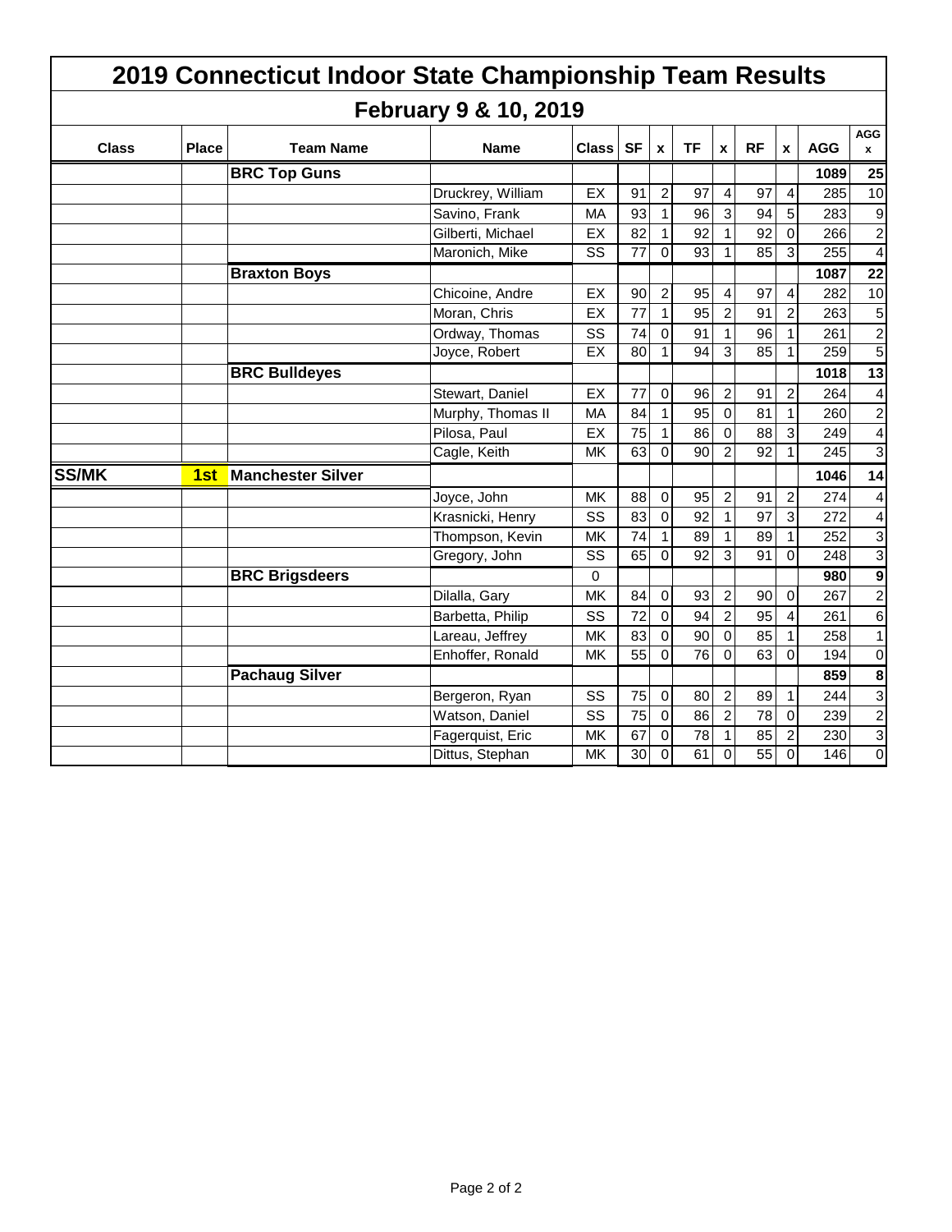# 2019 Connecticut Indoor State Championship Team Results

## February 9 & 10, 2019

| Class | Place | Team Name | Name | Class | SF | x | TF | x | RF | x | AGG | AGG x |
|---|---|---|---|---|---|---|---|---|---|---|---|---|
| | | **BRC Top Guns** | | | | | | | | | **1089** | **25** |
| | | | Druckrey, William | EX | 91 | 2 | 97 | 4 | 97 | 4 | 285 | 10 |
| | | | Savino, Frank | MA | 93 | 1 | 96 | 3 | 94 | 5 | 283 | 9 |
| | | | Gilberti, Michael | EX | 82 | 1 | 92 | 1 | 92 | 0 | 266 | 2 |
| | | | Maronich, Mike | SS | 77 | 0 | 93 | 1 | 85 | 3 | 255 | 4 |
| | | **Braxton Boys** | | | | | | | | | **1087** | **22** |
| | | | Chicoine, Andre | EX | 90 | 2 | 95 | 4 | 97 | 4 | 282 | 10 |
| | | | Moran, Chris | EX | 77 | 1 | 95 | 2 | 91 | 2 | 263 | 5 |
| | | | Ordway, Thomas | SS | 74 | 0 | 91 | 1 | 96 | 1 | 261 | 2 |
| | | | Joyce, Robert | EX | 80 | 1 | 94 | 3 | 85 | 1 | 259 | 5 |
| | | **BRC Bulldeyes** | | | | | | | | | **1018** | **13** |
| | | | Stewart, Daniel | EX | 77 | 0 | 96 | 2 | 91 | 2 | 264 | 4 |
| | | | Murphy, Thomas II | MA | 84 | 1 | 95 | 0 | 81 | 1 | 260 | 2 |
| | | | Pilosa, Paul | EX | 75 | 1 | 86 | 0 | 88 | 3 | 249 | 4 |
| | | | Cagle, Keith | MK | 63 | 0 | 90 | 2 | 92 | 1 | 245 | 3 |
| **SS/MK** | **1st** | **Manchester Silver** | | | | | | | | | **1046** | **14** |
| | | | Joyce, John | MK | 88 | 0 | 95 | 2 | 91 | 2 | 274 | 4 |
| | | | Krasnicki, Henry | SS | 83 | 0 | 92 | 1 | 97 | 3 | 272 | 4 |
| | | | Thompson, Kevin | MK | 74 | 1 | 89 | 1 | 89 | 1 | 252 | 3 |
| | | | Gregory, John | SS | 65 | 0 | 92 | 3 | 91 | 0 | 248 | 3 |
| | | **BRC Brigsdeers** | | 0 | | | | | | | **980** | **9** |
| | | | Dilalla, Gary | MK | 84 | 0 | 93 | 2 | 90 | 0 | 267 | 2 |
| | | | Barbetta, Philip | SS | 72 | 0 | 94 | 2 | 95 | 4 | 261 | 6 |
| | | | Lareau, Jeffrey | MK | 83 | 0 | 90 | 0 | 85 | 1 | 258 | 1 |
| | | | Enhoffer, Ronald | MK | 55 | 0 | 76 | 0 | 63 | 0 | 194 | 0 |
| | | **Pachaug Silver** | | | | | | | | | **859** | **8** |
| | | | Bergeron, Ryan | SS | 75 | 0 | 80 | 2 | 89 | 1 | 244 | 3 |
| | | | Watson, Daniel | SS | 75 | 0 | 86 | 2 | 78 | 0 | 239 | 2 |
| | | | Fagerquist, Eric | MK | 67 | 0 | 78 | 1 | 85 | 2 | 230 | 3 |
| | | | Dittus, Stephan | MK | 30 | 0 | 61 | 0 | 55 | 0 | 146 | 0 |